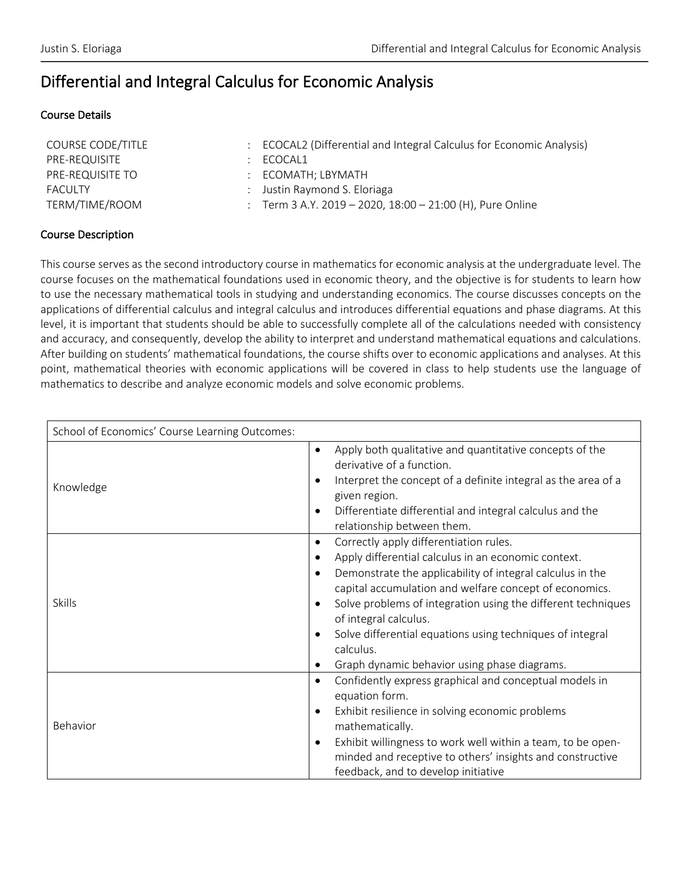# Differential and Integral Calculus for Economic Analysis

## Course Details

| | | |
|---|---|---|
| COURSE CODE/TITLE | : | ECOCAL2 (Differential and Integral Calculus for Economic Analysis) |
| PRE-REQUISITE | : | ECOCAL1 |
| PRE-REQUISITE TO | : | ECOMATH; LBYMATH |
| FACULTY | : | Justin Raymond S. Eloriaga |
| TERM/TIME/ROOM | : | Term 3 A.Y. 2019 – 2020, 18:00 – 21:00 (H), Pure Online |

## Course Description

This course serves as the second introductory course in mathematics for economic analysis at the undergraduate level. The course focuses on the mathematical foundations used in economic theory, and the objective is for students to learn how to use the necessary mathematical tools in studying and understanding economics. The course discusses concepts on the applications of differential calculus and integral calculus and introduces differential equations and phase diagrams. At this level, it is important that students should be able to successfully complete all of the calculations needed with consistency and accuracy, and consequently, develop the ability to interpret and understand mathematical equations and calculations. After building on students' mathematical foundations, the course shifts over to economic applications and analyses. At this point, mathematical theories with economic applications will be covered in class to help students use the language of mathematics to describe and analyze economic models and solve economic problems.

| School of Economics' Course Learning Outcomes: | |
|---|---|
| Knowledge | • Apply both qualitative and quantitative concepts of the derivative of a function.<br>• Interpret the concept of a definite integral as the area of a given region.<br>• Differentiate differential and integral calculus and the relationship between them. |
| Skills | • Correctly apply differentiation rules.<br>• Apply differential calculus in an economic context.<br>• Demonstrate the applicability of integral calculus in the capital accumulation and welfare concept of economics.<br>• Solve problems of integration using the different techniques of integral calculus.<br>• Solve differential equations using techniques of integral calculus.<br>• Graph dynamic behavior using phase diagrams. |
| Behavior | • Confidently express graphical and conceptual models in equation form.<br>• Exhibit resilience in solving economic problems mathematically.<br>• Exhibit willingness to work well within a team, to be open-minded and receptive to others' insights and constructive feedback, and to develop initiative |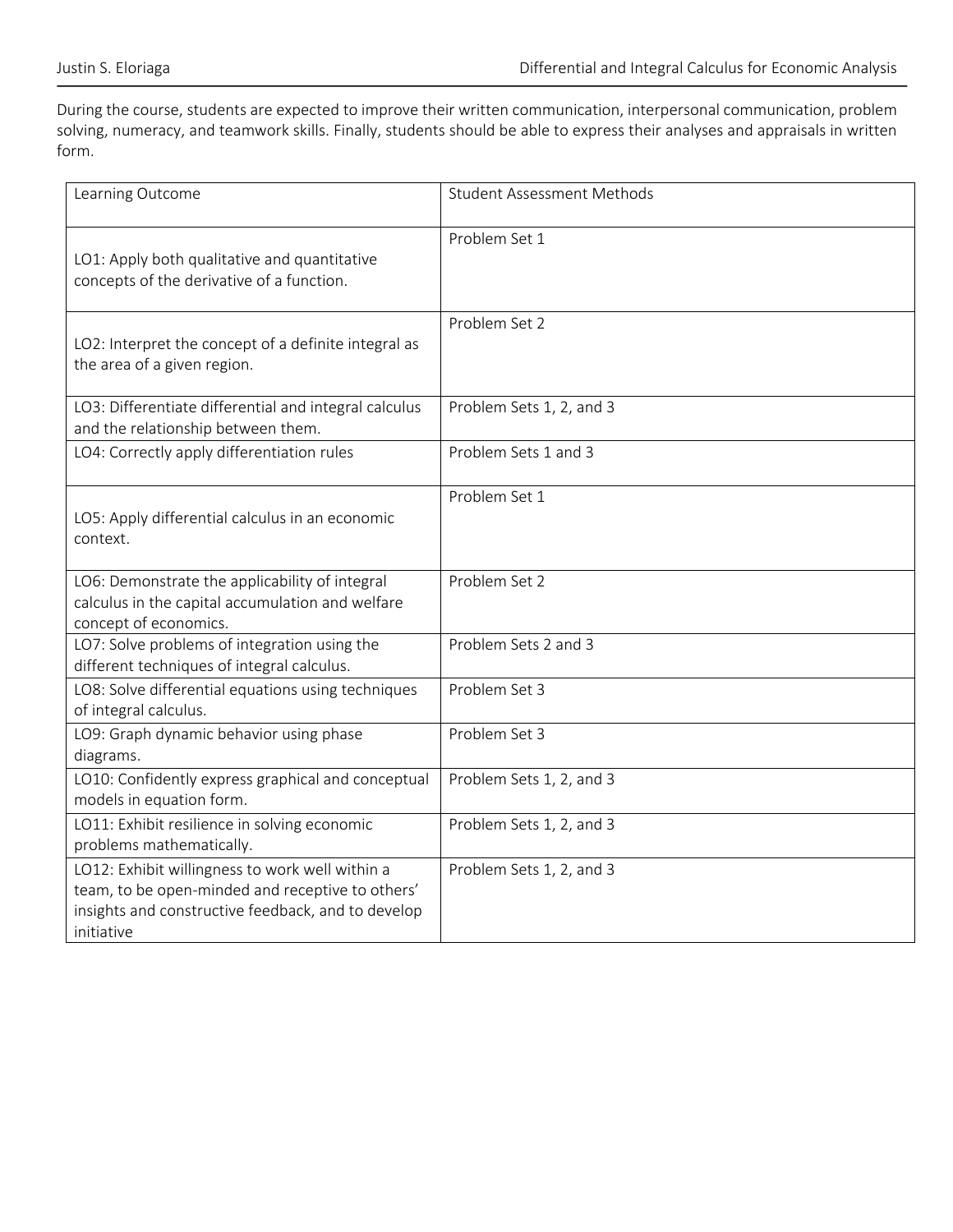During the course, students are expected to improve their written communication, interpersonal communication, problem solving, numeracy, and teamwork skills. Finally, students should be able to express their analyses and appraisals in written form.

| Learning Outcome | Student Assessment Methods |
| --- | --- |
| LO1: Apply both qualitative and quantitative concepts of the derivative of a function. | Problem Set 1 |
| LO2: Interpret the concept of a definite integral as the area of a given region. | Problem Set 2 |
| LO3: Differentiate differential and integral calculus and the relationship between them. | Problem Sets 1, 2, and 3 |
| LO4: Correctly apply differentiation rules | Problem Sets 1 and 3 |
| LO5: Apply differential calculus in an economic context. | Problem Set 1 |
| LO6: Demonstrate the applicability of integral calculus in the capital accumulation and welfare concept of economics. | Problem Set 2 |
| LO7: Solve problems of integration using the different techniques of integral calculus. | Problem Sets 2 and 3 |
| LO8: Solve differential equations using techniques of integral calculus. | Problem Set 3 |
| LO9: Graph dynamic behavior using phase diagrams. | Problem Set 3 |
| LO10: Confidently express graphical and conceptual models in equation form. | Problem Sets 1, 2, and 3 |
| LO11: Exhibit resilience in solving economic problems mathematically. | Problem Sets 1, 2, and 3 |
| LO12: Exhibit willingness to work well within a team, to be open-minded and receptive to others' insights and constructive feedback, and to develop initiative | Problem Sets 1, 2, and 3 |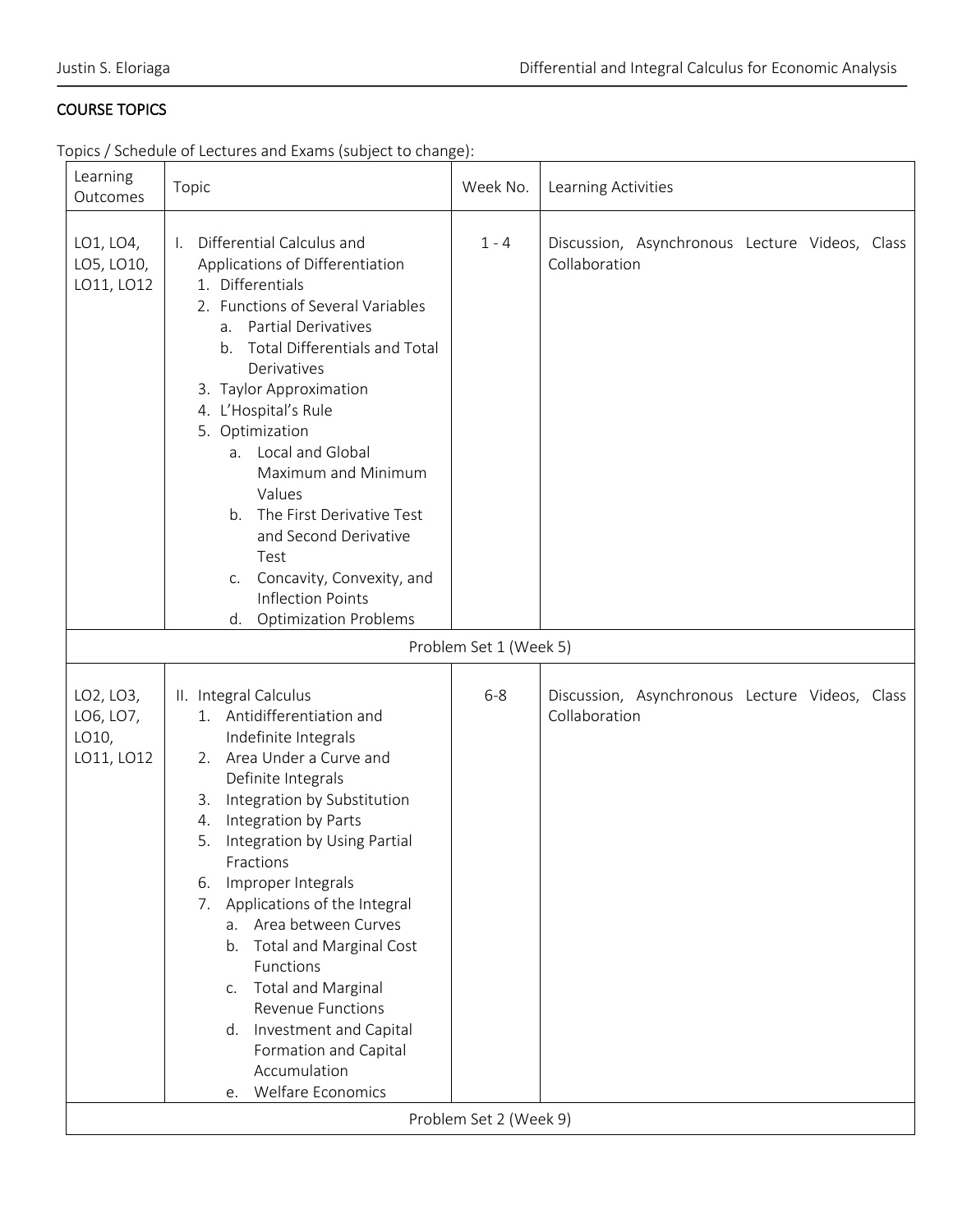## COURSE TOPICS

Topics / Schedule of Lectures and Exams (subject to change):

| Learning Outcomes | Topic | Week No. | Learning Activities |
|---|---|---|---|
| LO1, LO4, LO5, LO10, LO11, LO12 | I. Differential Calculus and Applications of Differentiation<br>1. Differentials<br>2. Functions of Several Variables<br>a. Partial Derivatives<br>b. Total Differentials and Total Derivatives<br>3. Taylor Approximation<br>4. L'Hospital's Rule<br>5. Optimization<br>a. Local and Global Maximum and Minimum Values<br>b. The First Derivative Test and Second Derivative Test<br>c. Concavity, Convexity, and Inflection Points<br>d. Optimization Problems | 1 - 4 | Discussion, Asynchronous Lecture Videos, Class Collaboration |
| Problem Set 1 (Week 5) | | | |
| LO2, LO3, LO6, LO7, LO10, LO11, LO12 | II. Integral Calculus<br>1. Antidifferentiation and Indefinite Integrals<br>2. Area Under a Curve and Definite Integrals<br>3. Integration by Substitution<br>4. Integration by Parts<br>5. Integration by Using Partial Fractions<br>6. Improper Integrals<br>7. Applications of the Integral<br>a. Area between Curves<br>b. Total and Marginal Cost Functions<br>c. Total and Marginal Revenue Functions<br>d. Investment and Capital Formation and Capital Accumulation<br>e. Welfare Economics | 6-8 | Discussion, Asynchronous Lecture Videos, Class Collaboration |
| Problem Set 2 (Week 9) | | | |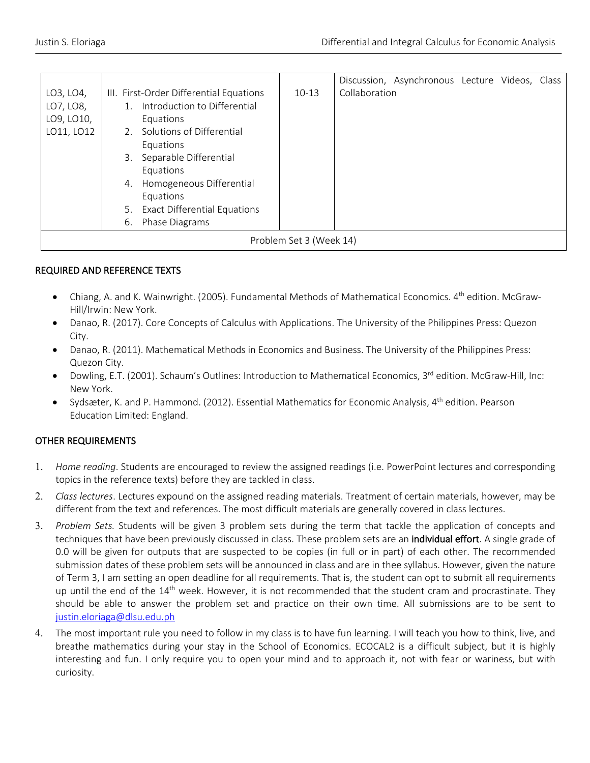| | | | |
|---|---|---|---|
| LO3, LO4, LO7, LO8, LO9, LO10, LO11, LO12 | III. First-Order Differential Equations<br>1. Introduction to Differential Equations<br>2. Solutions of Differential Equations<br>3. Separable Differential Equations<br>4. Homogeneous Differential Equations<br>5. Exact Differential Equations<br>6. Phase Diagrams | 10-13 | Discussion, Asynchronous Lecture Videos, Class Collaboration |
| Problem Set 3 (Week 14) | | | |

## REQUIRED AND REFERENCE TEXTS

- Chiang, A. and K. Wainwright. (2005). Fundamental Methods of Mathematical Economics. 4th edition. McGraw-Hill/Irwin: New York.
- Danao, R. (2017). Core Concepts of Calculus with Applications. The University of the Philippines Press: Quezon City.
- Danao, R. (2011). Mathematical Methods in Economics and Business. The University of the Philippines Press: Quezon City.
- Dowling, E.T. (2001). Schaum's Outlines: Introduction to Mathematical Economics, 3rd edition. McGraw-Hill, Inc: New York.
- Sydsæter, K. and P. Hammond. (2012). Essential Mathematics for Economic Analysis, 4th edition. Pearson Education Limited: England.

## OTHER REQUIREMENTS

1. *Home reading*. Students are encouraged to review the assigned readings (i.e. PowerPoint lectures and corresponding topics in the reference texts) before they are tackled in class.
2. *Class lectures*. Lectures expound on the assigned reading materials. Treatment of certain materials, however, may be different from the text and references. The most difficult materials are generally covered in class lectures.
3. *Problem Sets.* Students will be given 3 problem sets during the term that tackle the application of concepts and techniques that have been previously discussed in class. These problem sets are an **individual effort**. A single grade of 0.0 will be given for outputs that are suspected to be copies (in full or in part) of each other. The recommended submission dates of these problem sets will be announced in class and are in thee syllabus. However, given the nature of Term 3, I am setting an open deadline for all requirements. That is, the student can opt to submit all requirements up until the end of the 14th week. However, it is not recommended that the student cram and procrastinate. They should be able to answer the problem set and practice on their own time. All submissions are to be sent to justin.eloriaga@dlsu.edu.ph
4. The most important rule you need to follow in my class is to have fun learning. I will teach you how to think, live, and breathe mathematics during your stay in the School of Economics. ECOCAL2 is a difficult subject, but it is highly interesting and fun. I only require you to open your mind and to approach it, not with fear or wariness, but with curiosity.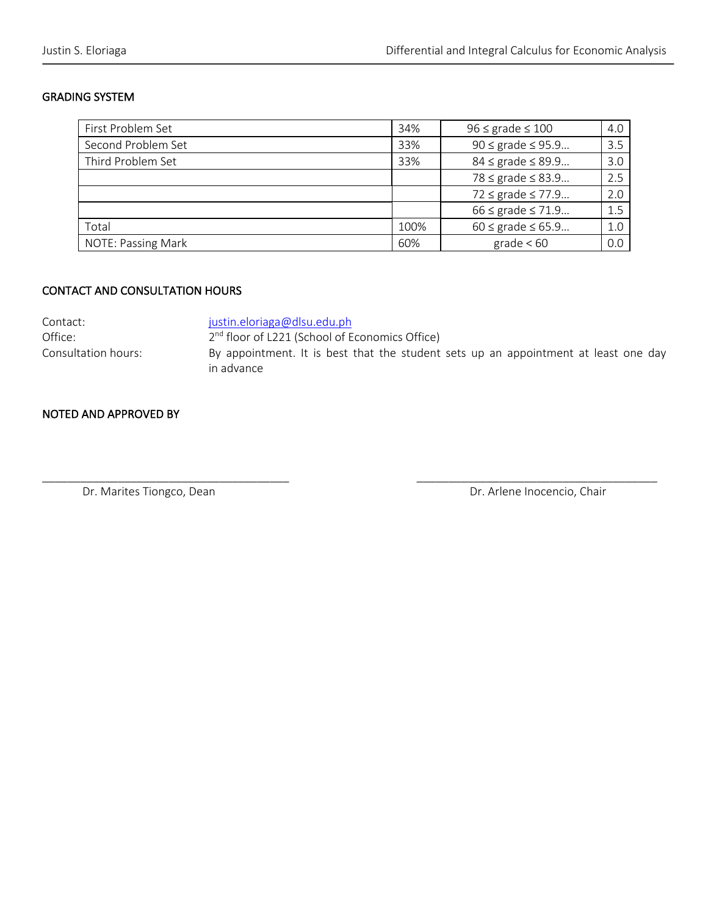## GRADING SYSTEM

| | | | |
|---|---|---|---|
| First Problem Set | 34% | $96 \leq$ grade $\leq 100$ | 4.0 |
| Second Problem Set | 33% | $90 \leq$ grade $\leq 95.9\ldots$ | 3.5 |
| Third Problem Set | 33% | $84 \leq$ grade $\leq 89.9\ldots$ | 3.0 |
| | | $78 \leq$ grade $\leq 83.9\ldots$ | 2.5 |
| | | $72 \leq$ grade $\leq 77.9\ldots$ | 2.0 |
| | | $66 \leq$ grade $\leq 71.9\ldots$ | 1.5 |
| Total | 100% | $60 \leq$ grade $\leq 65.9\ldots$ | 1.0 |
| NOTE: Passing Mark | 60% | grade $< 60$ | 0.0 |

## CONTACT AND CONSULTATION HOURS

| | |
|---|---|
| Contact: | justin.eloriaga@dlsu.edu.ph |
| Office: | 2nd floor of L221 (School of Economics Office) |
| Consultation hours: | By appointment. It is best that the student sets up an appointment at least one day in advance |

## NOTED AND APPROVED BY

\_\_\_\_\_\_\_\_\_\_\_\_\_\_\_\_\_\_\_\_\_\_\_\_\_\_\_\_\_\_\_\_\_\_\_\_\_\_\_\_

Dr. Marites Tiongco, Dean

\_\_\_\_\_\_\_\_\_\_\_\_\_\_\_\_\_\_\_\_\_\_\_\_\_\_\_\_\_\_\_\_\_\_\_\_\_\_\_\_

Dr. Arlene Inocencio, Chair